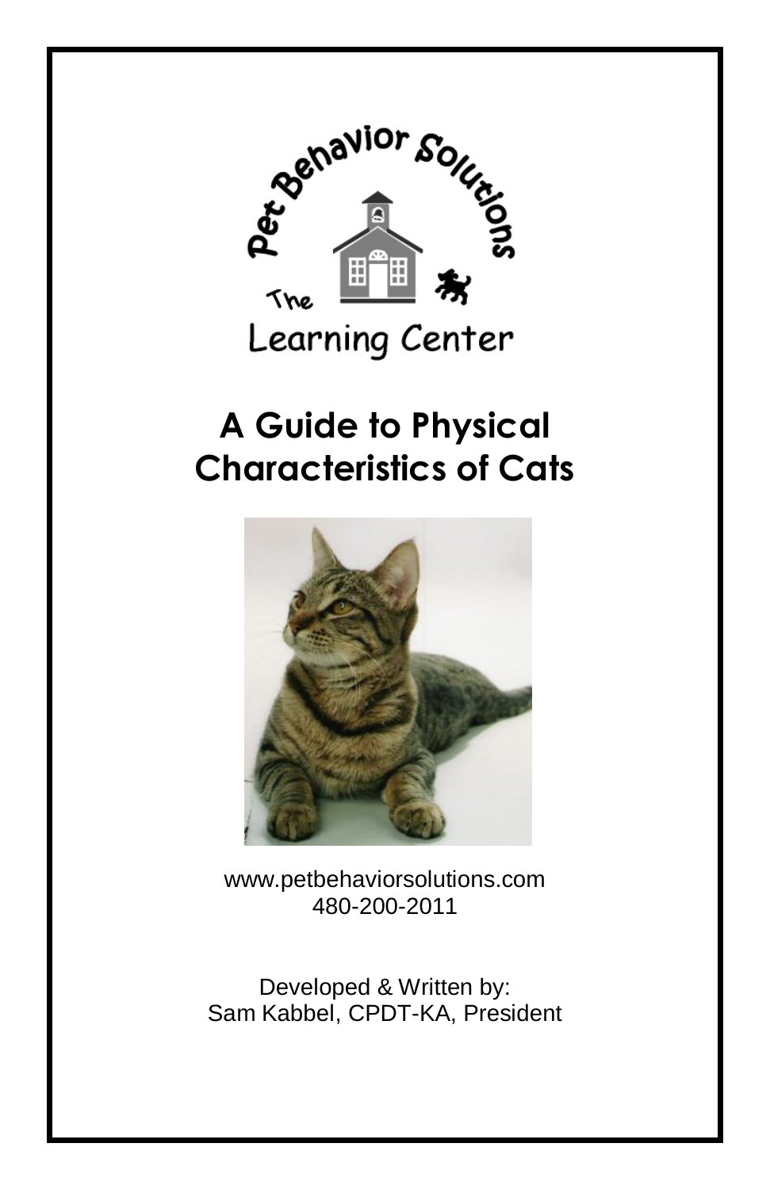Pet Behavior Solutions

The Learning Center

# A Guide to Physical Characteristics of Cats

www.petbehaviorsolutions.com
480-200-2011

Developed & Written by:
Sam Kabbel, CPDT-KA, President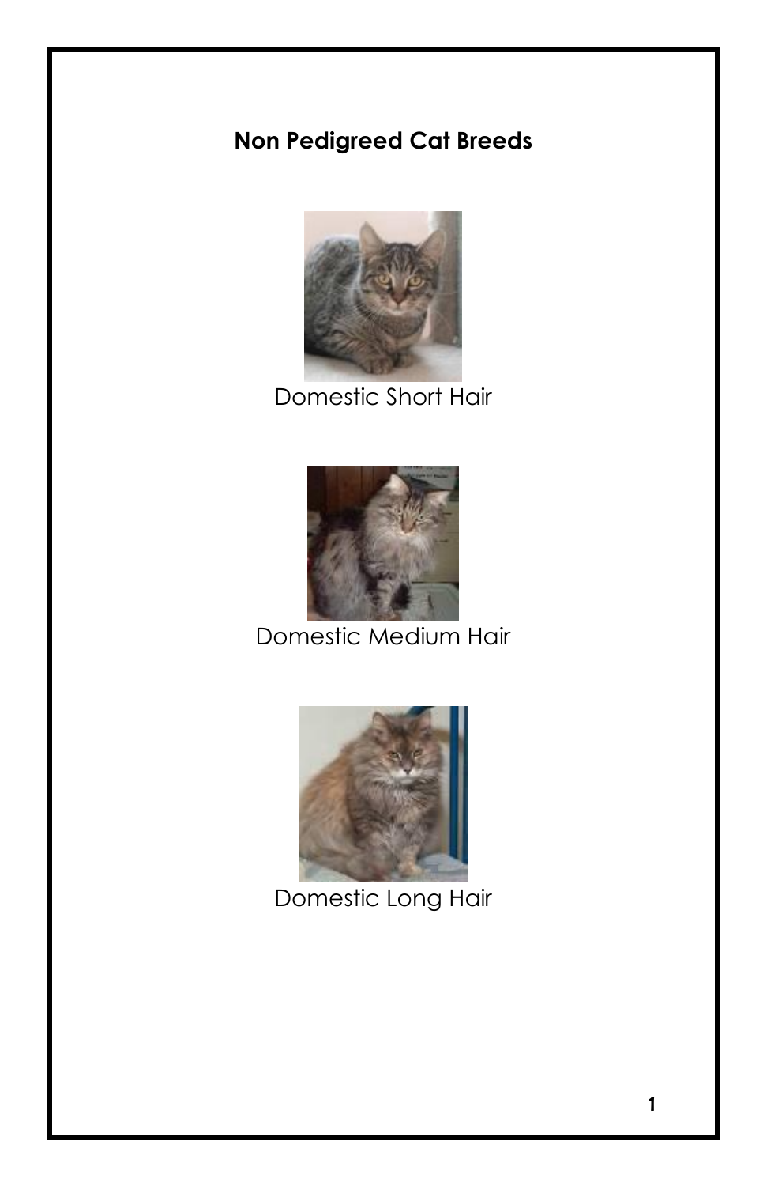**Non Pedigreed Cat Breeds**

Domestic Short Hair

Domestic Medium Hair

Domestic Long Hair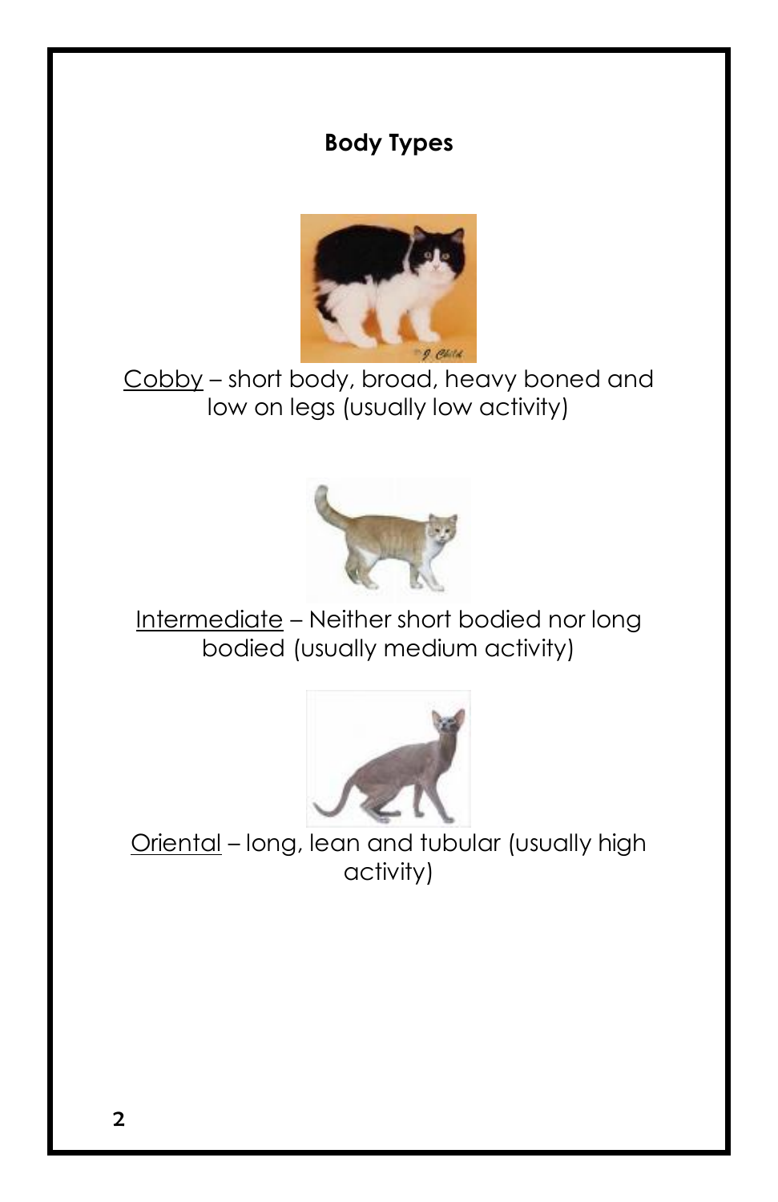**Body Types**

<u>Cobby</u> – short body, broad, heavy boned and low on legs (usually low activity)

<u>Intermediate</u> – Neither short bodied nor long bodied (usually medium activity)

<u>Oriental</u> – long, lean and tubular (usually high activity)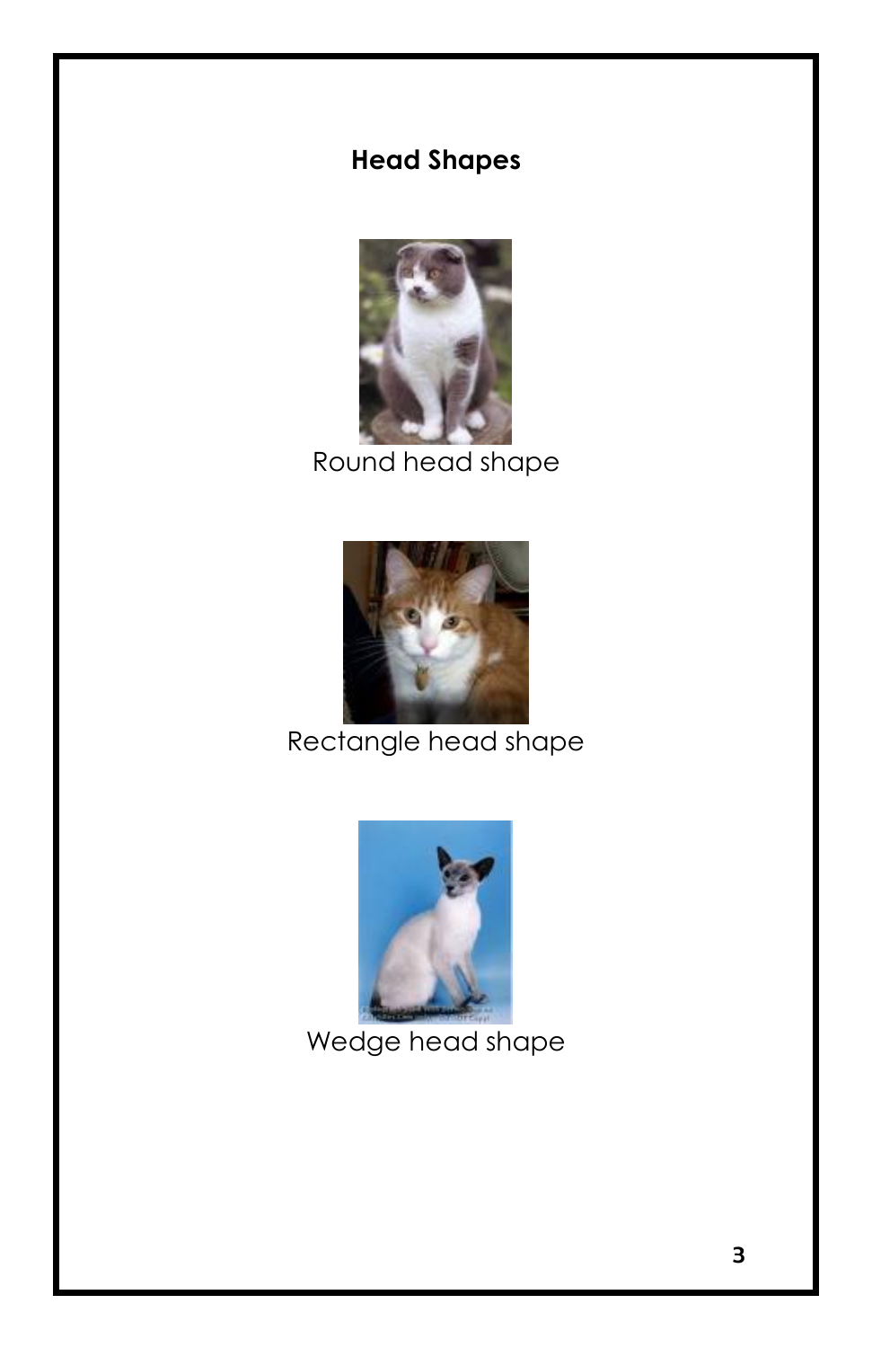## Head Shapes

Round head shape

Rectangle head shape

Wedge head shape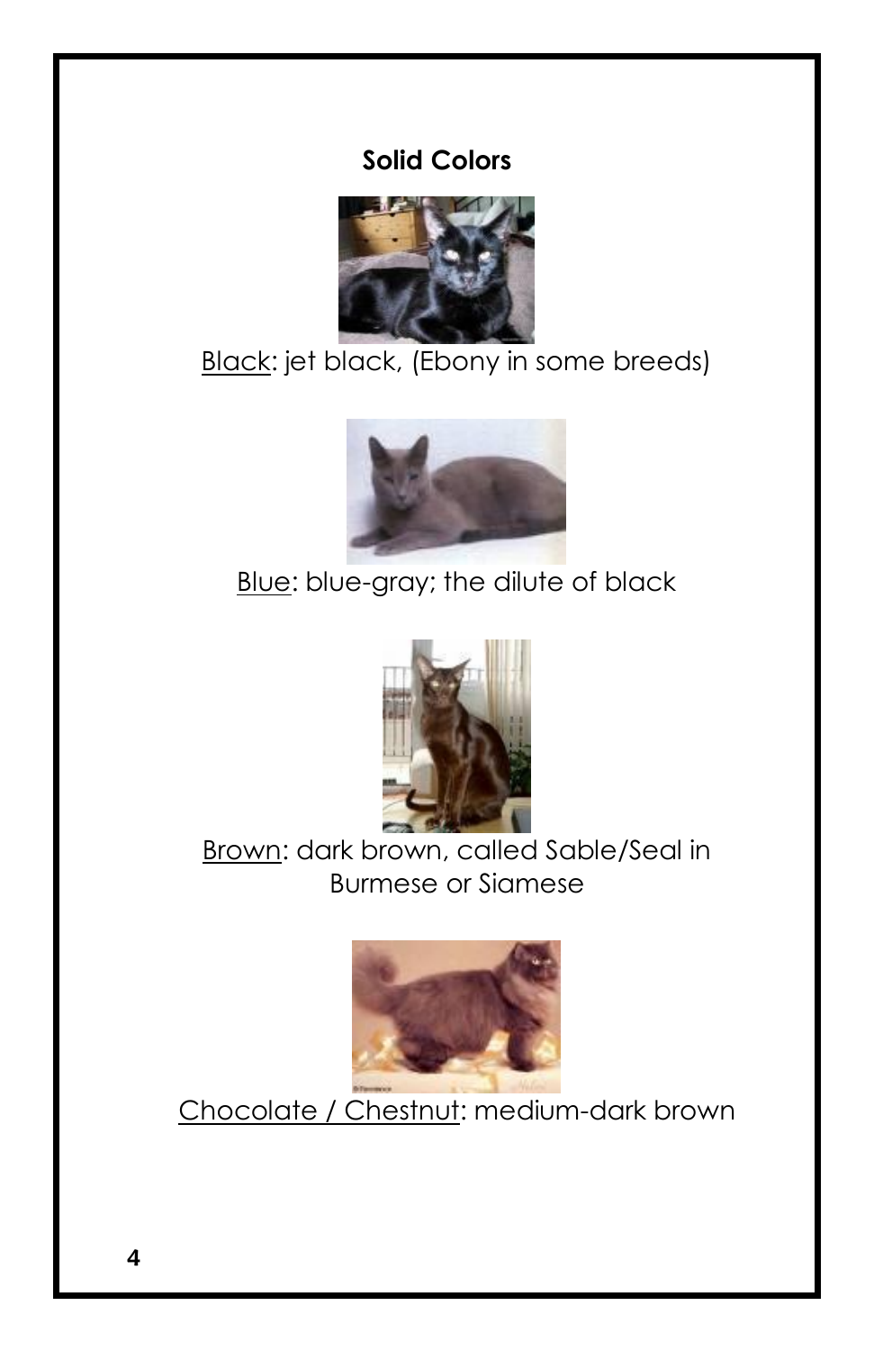### Solid Colors

Black: jet black, (Ebony in some breeds)

Blue: blue-gray; the dilute of black

Brown: dark brown, called Sable/Seal in Burmese or Siamese

Chocolate / Chestnut: medium-dark brown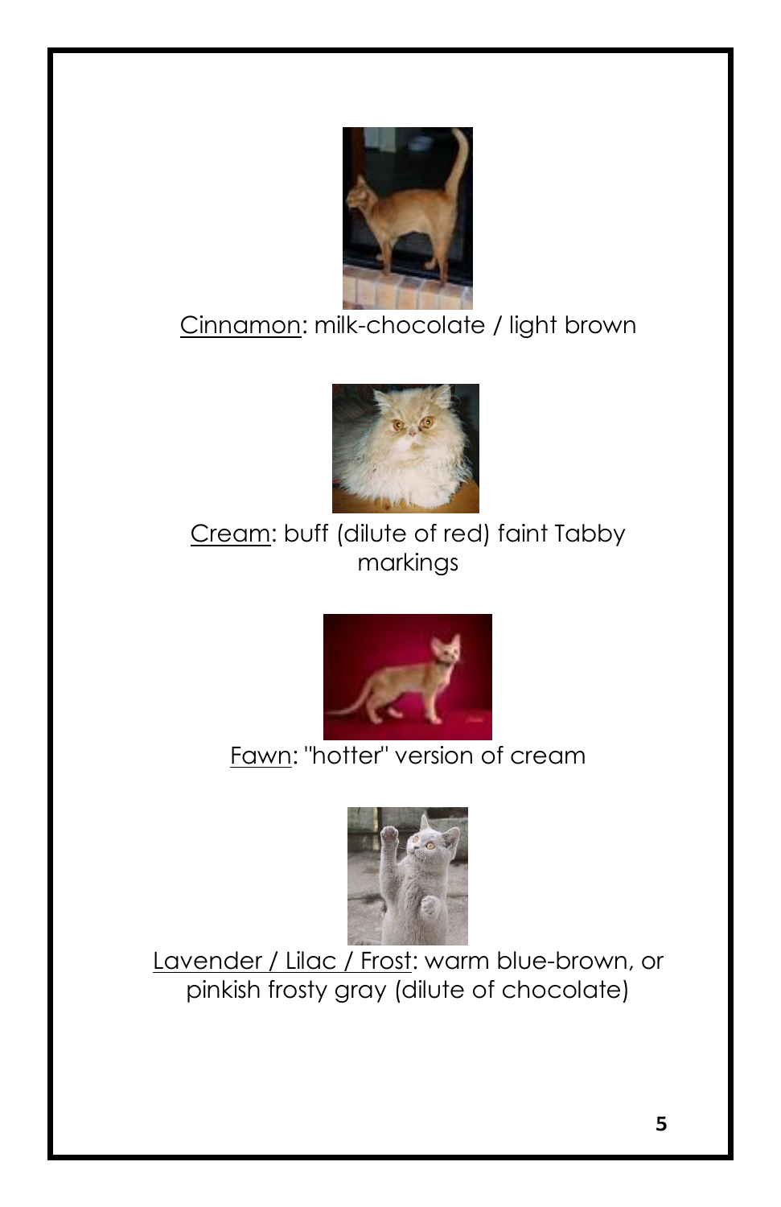Cinnamon: milk-chocolate / light brown

Cream: buff (dilute of red) faint Tabby markings

Fawn: "hotter" version of cream

Lavender / Lilac / Frost: warm blue-brown, or pinkish frosty gray (dilute of chocolate)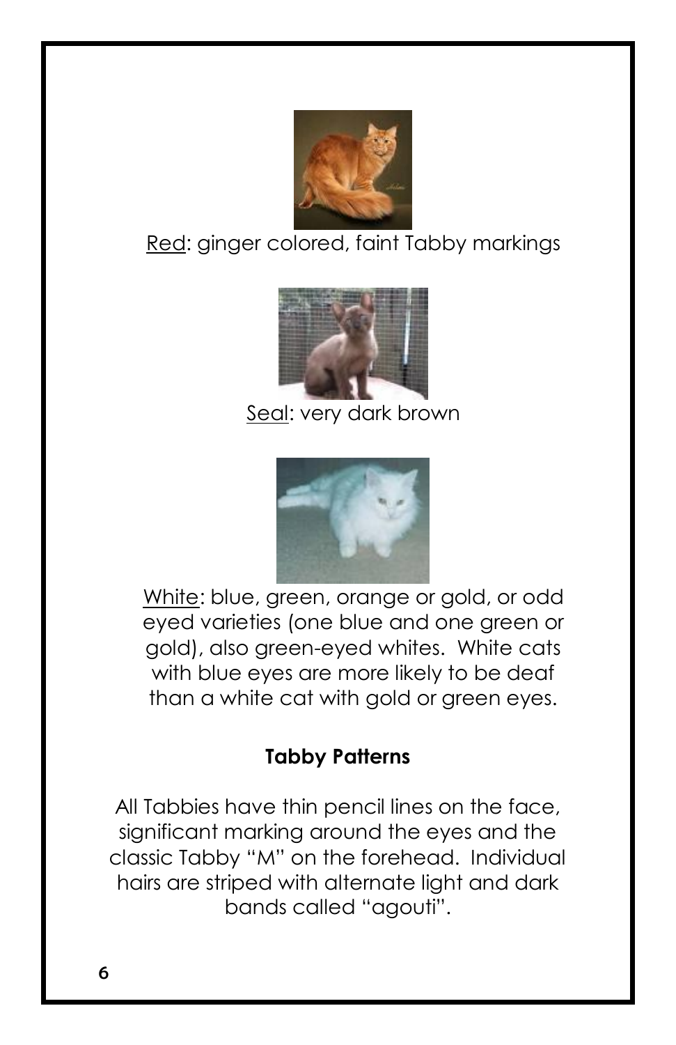Red: ginger colored, faint Tabby markings

Seal: very dark brown

White: blue, green, orange or gold, or odd eyed varieties (one blue and one green or gold), also green-eyed whites. White cats with blue eyes are more likely to be deaf than a white cat with gold or green eyes.

**Tabby Patterns**

All Tabbies have thin pencil lines on the face, significant marking around the eyes and the classic Tabby "M" on the forehead. Individual hairs are striped with alternate light and dark bands called "agouti".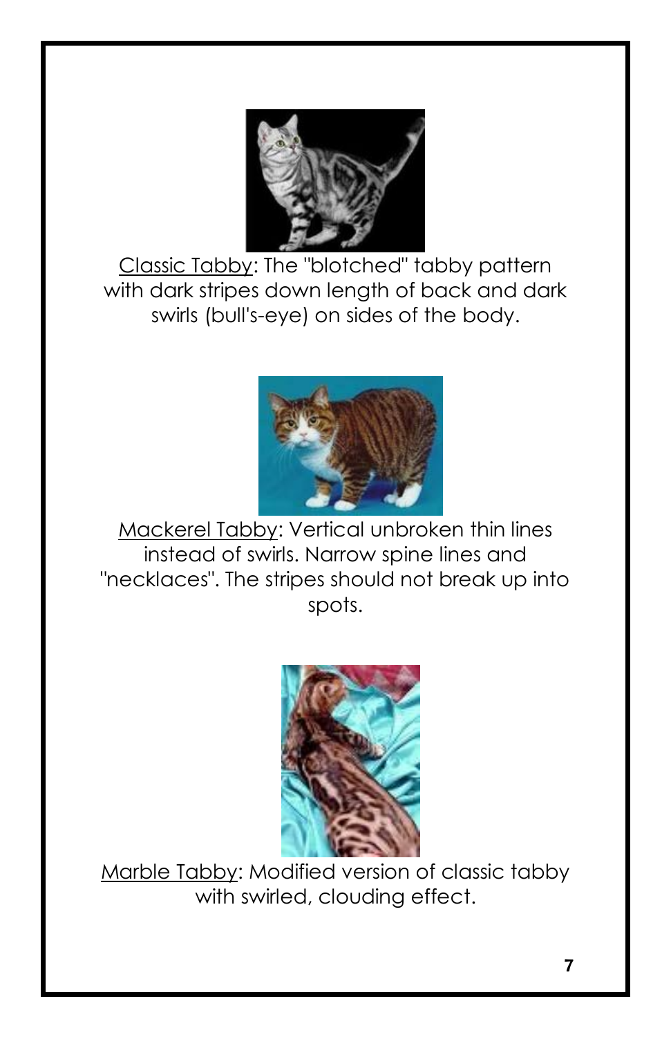<u>Classic Tabby</u>: The "blotched" tabby pattern with dark stripes down length of back and dark swirls (bull's-eye) on sides of the body.

<u>Mackerel Tabby</u>: Vertical unbroken thin lines instead of swirls. Narrow spine lines and "necklaces". The stripes should not break up into spots.

<u>Marble Tabby</u>: Modified version of classic tabby with swirled, clouding effect.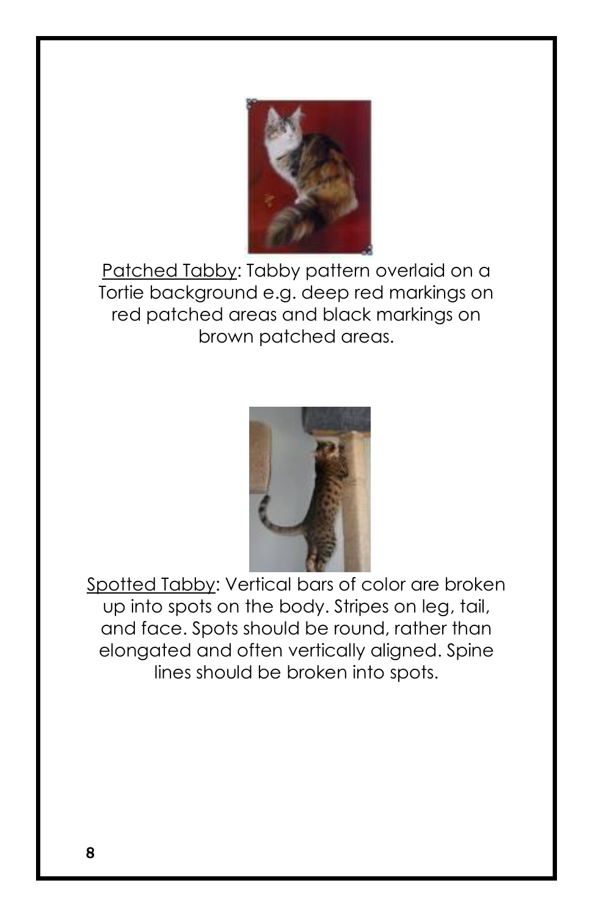<u>Patched Tabby</u>: Tabby pattern overlaid on a Tortie background e.g. deep red markings on red patched areas and black markings on brown patched areas.

<u>Spotted Tabby</u>: Vertical bars of color are broken up into spots on the body. Stripes on leg, tail, and face. Spots should be round, rather than elongated and often vertically aligned. Spine lines should be broken into spots.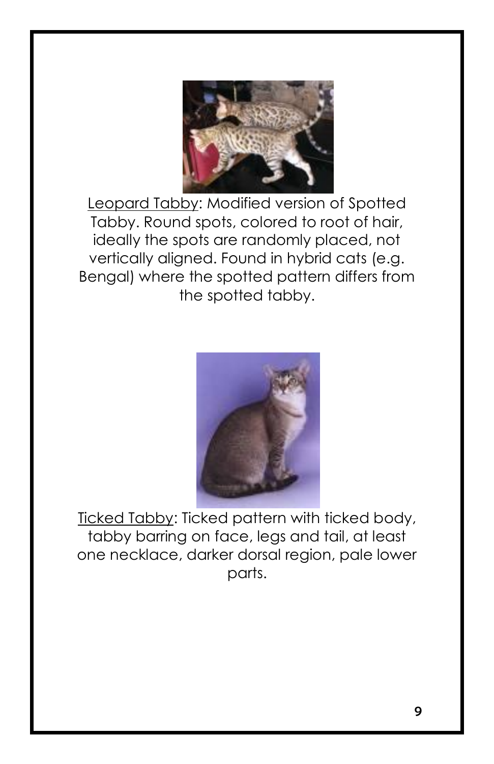<u>Leopard Tabby</u>: Modified version of Spotted Tabby. Round spots, colored to root of hair, ideally the spots are randomly placed, not vertically aligned. Found in hybrid cats (e.g. Bengal) where the spotted pattern differs from the spotted tabby.

<u>Ticked Tabby</u>: Ticked pattern with ticked body, tabby barring on face, legs and tail, at least one necklace, darker dorsal region, pale lower parts.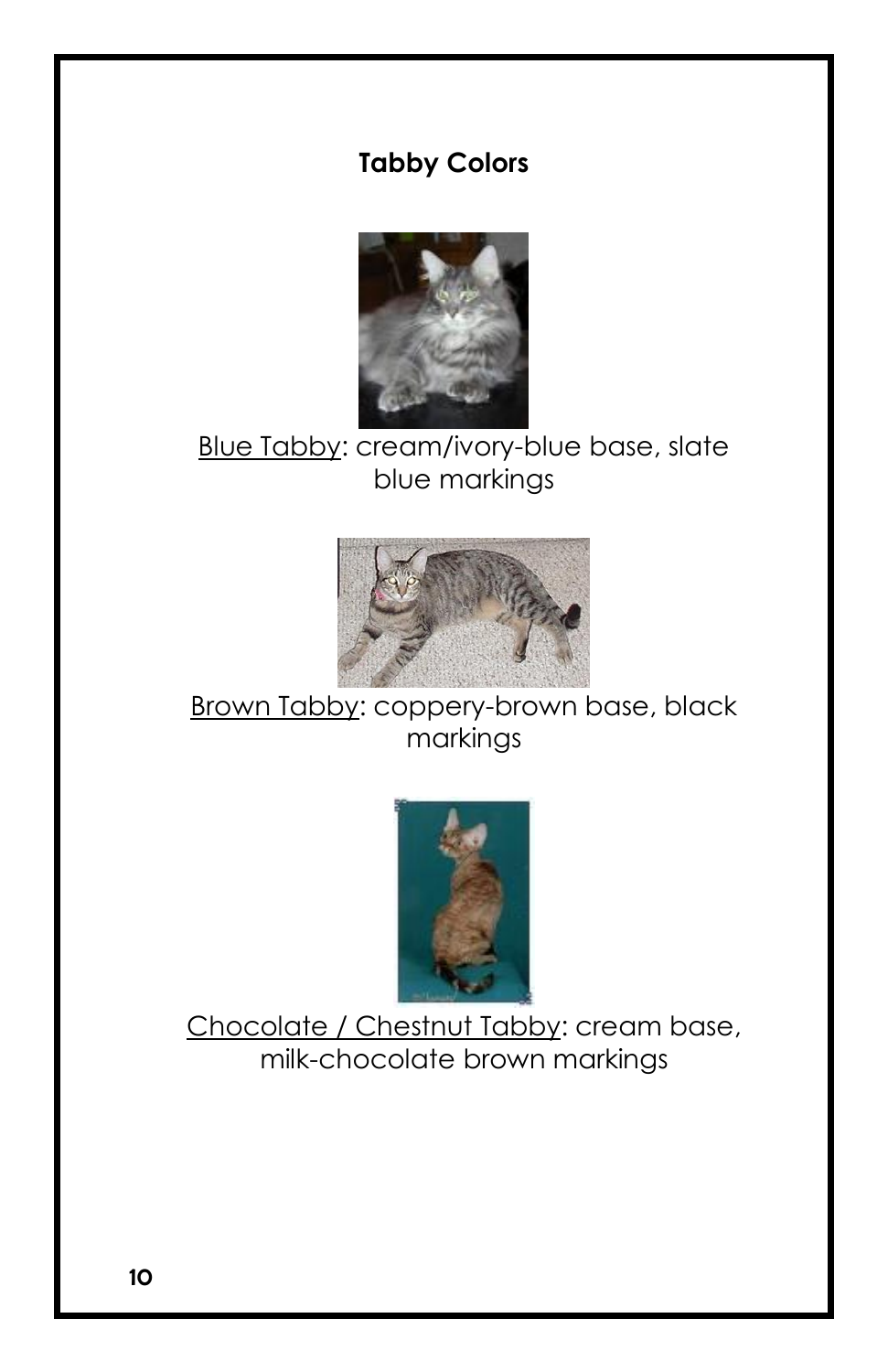## Tabby Colors

Blue Tabby: cream/ivory-blue base, slate blue markings

Brown Tabby: coppery-brown base, black markings

Chocolate / Chestnut Tabby: cream base, milk-chocolate brown markings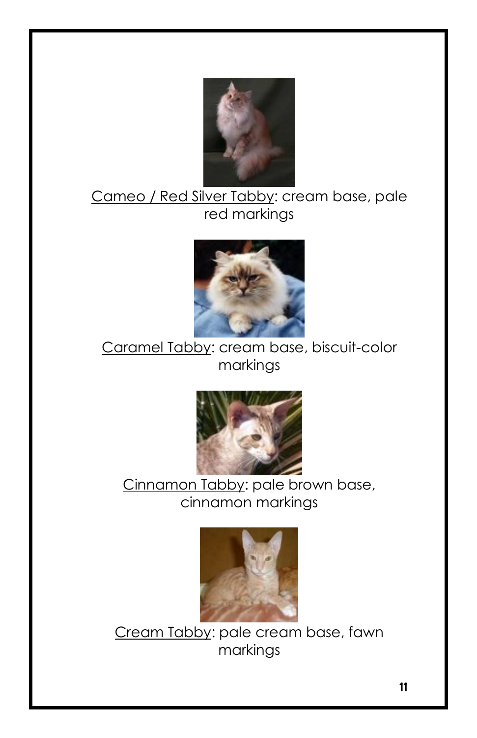Cameo / Red Silver Tabby: cream base, pale red markings

Caramel Tabby: cream base, biscuit-color markings

Cinnamon Tabby: pale brown base, cinnamon markings

Cream Tabby: pale cream base, fawn markings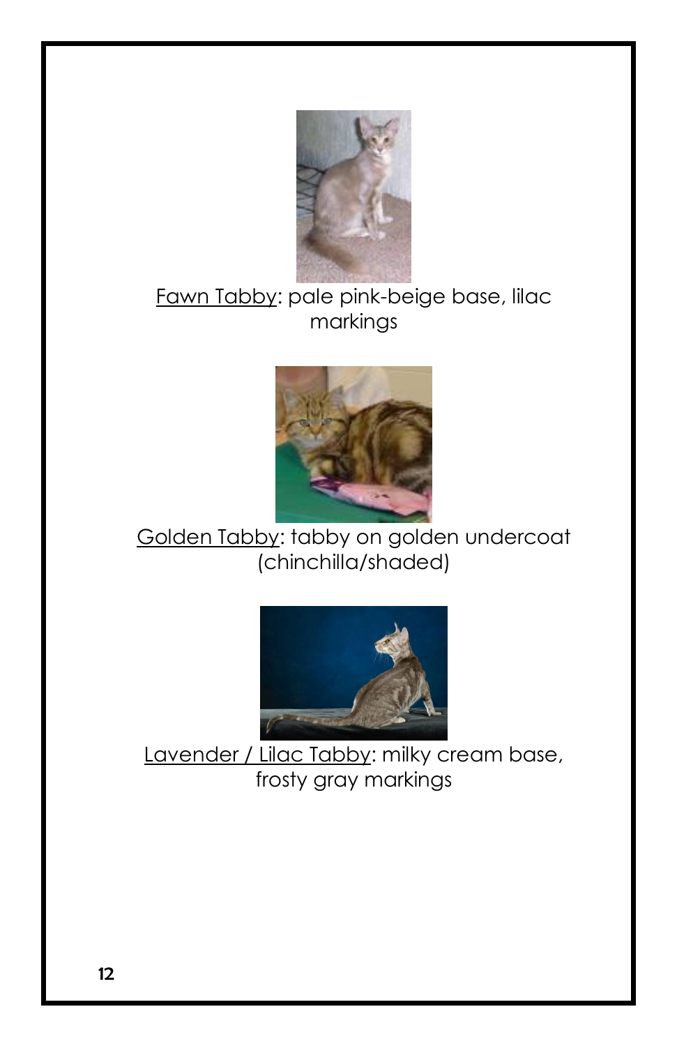Fawn Tabby: pale pink-beige base, lilac markings

Golden Tabby: tabby on golden undercoat (chinchilla/shaded)

Lavender / Lilac Tabby: milky cream base, frosty gray markings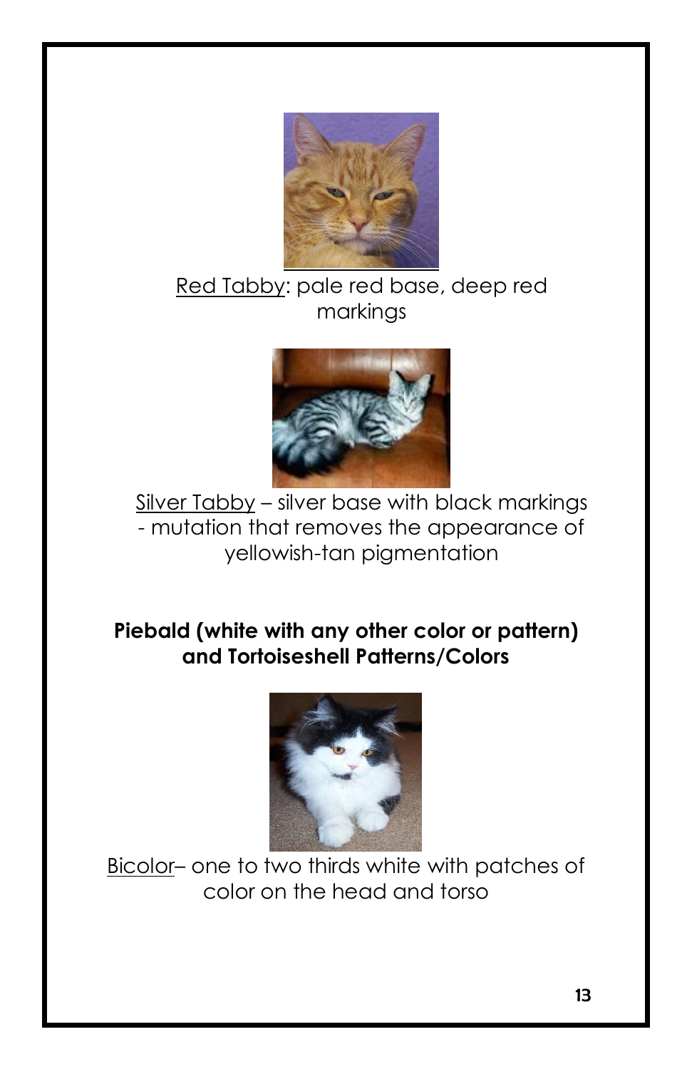Red Tabby: pale red base, deep red markings

Silver Tabby – silver base with black markings - mutation that removes the appearance of yellowish-tan pigmentation

**Piebald (white with any other color or pattern) and Tortoiseshell Patterns/Colors**

Bicolor– one to two thirds white with patches of color on the head and torso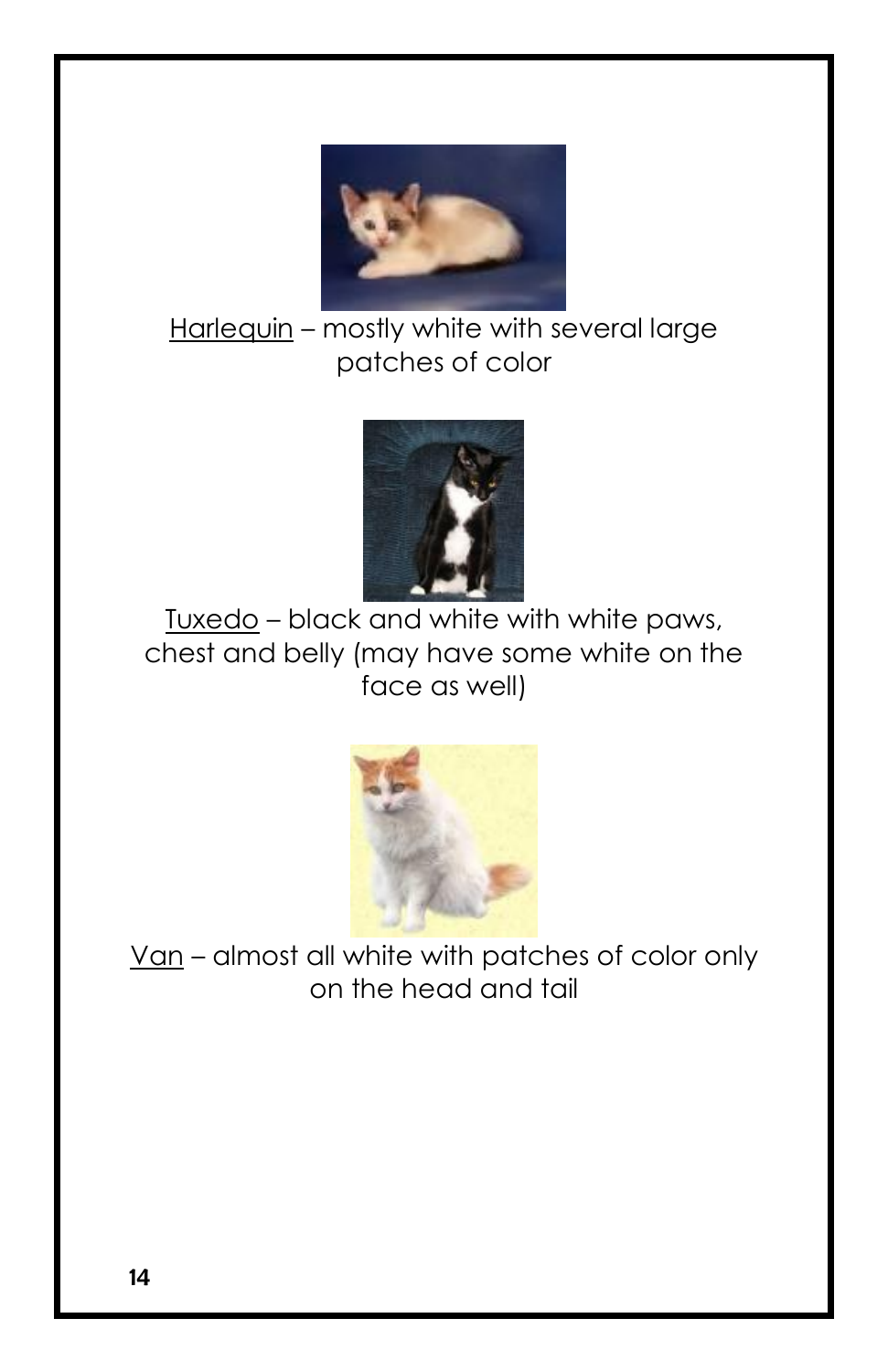Harlequin – mostly white with several large patches of color

Tuxedo – black and white with white paws, chest and belly (may have some white on the face as well)

Van – almost all white with patches of color only on the head and tail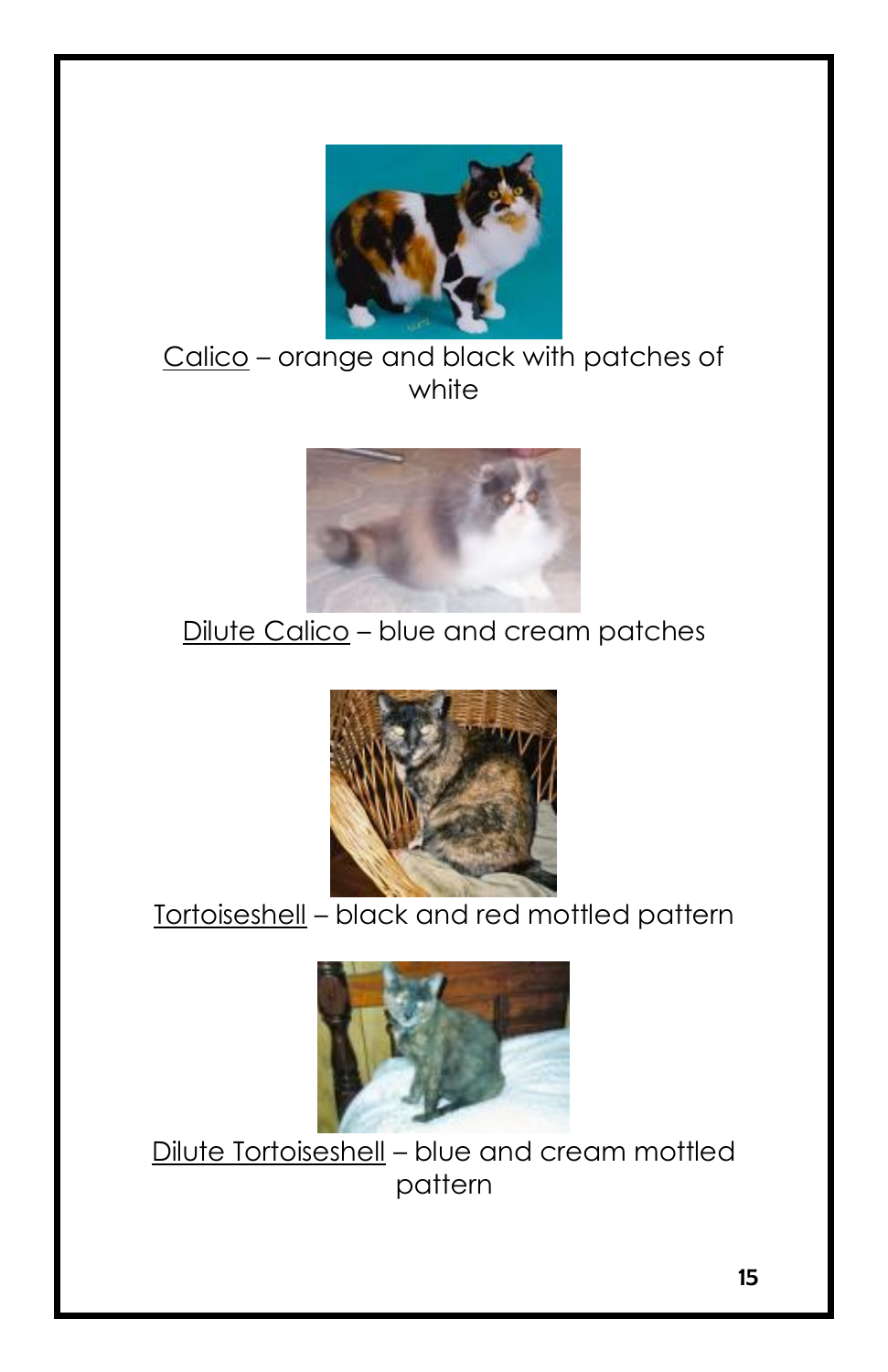<u>Calico</u> – orange and black with patches of white

<u>Dilute Calico</u> – blue and cream patches

<u>Tortoiseshell</u> – black and red mottled pattern

<u>Dilute Tortoiseshell</u> – blue and cream mottled pattern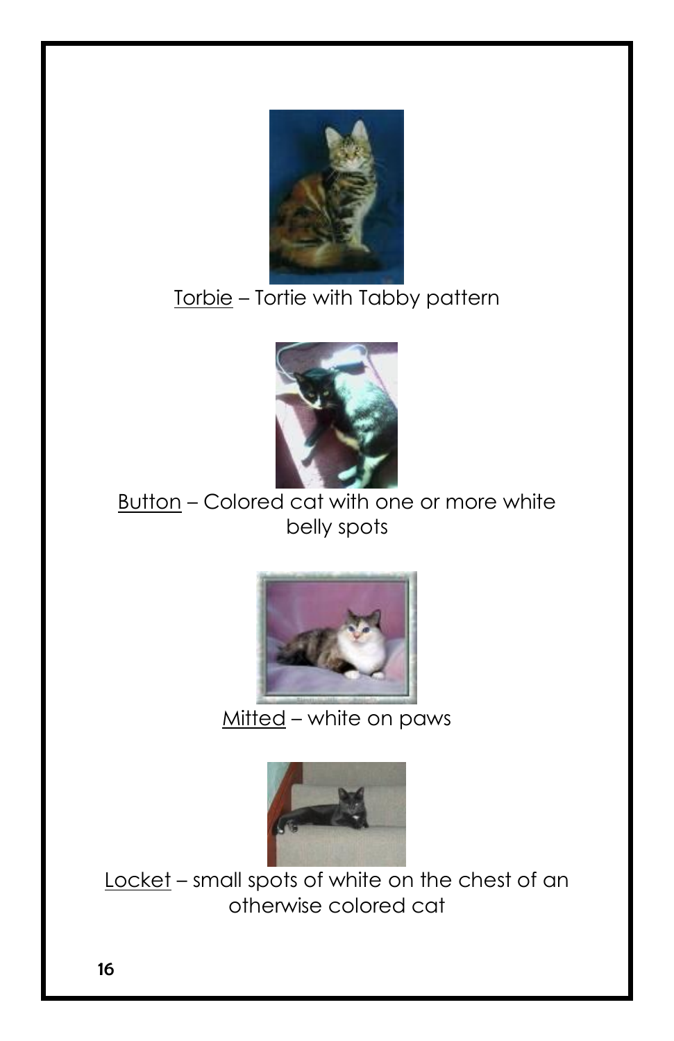Torbie – Tortie with Tabby pattern

Button – Colored cat with one or more white belly spots

Mitted – white on paws

Locket – small spots of white on the chest of an otherwise colored cat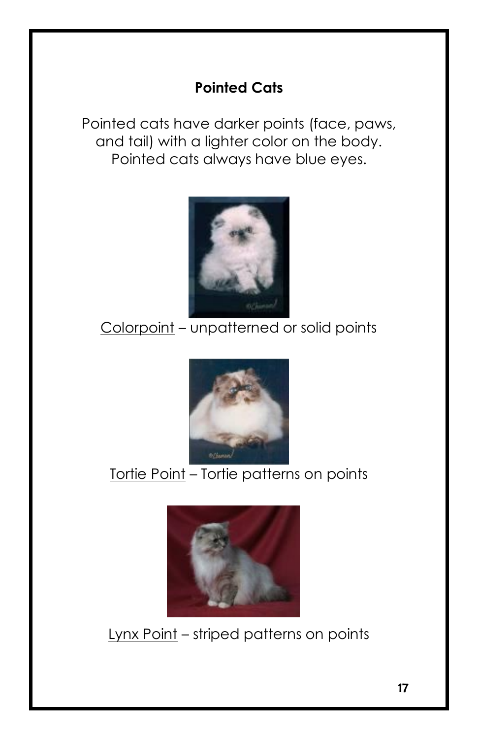## Pointed Cats

Pointed cats have darker points (face, paws, and tail) with a lighter color on the body. Pointed cats always have blue eyes.

Colorpoint – unpatterned or solid points

Tortie Point – Tortie patterns on points

Lynx Point – striped patterns on points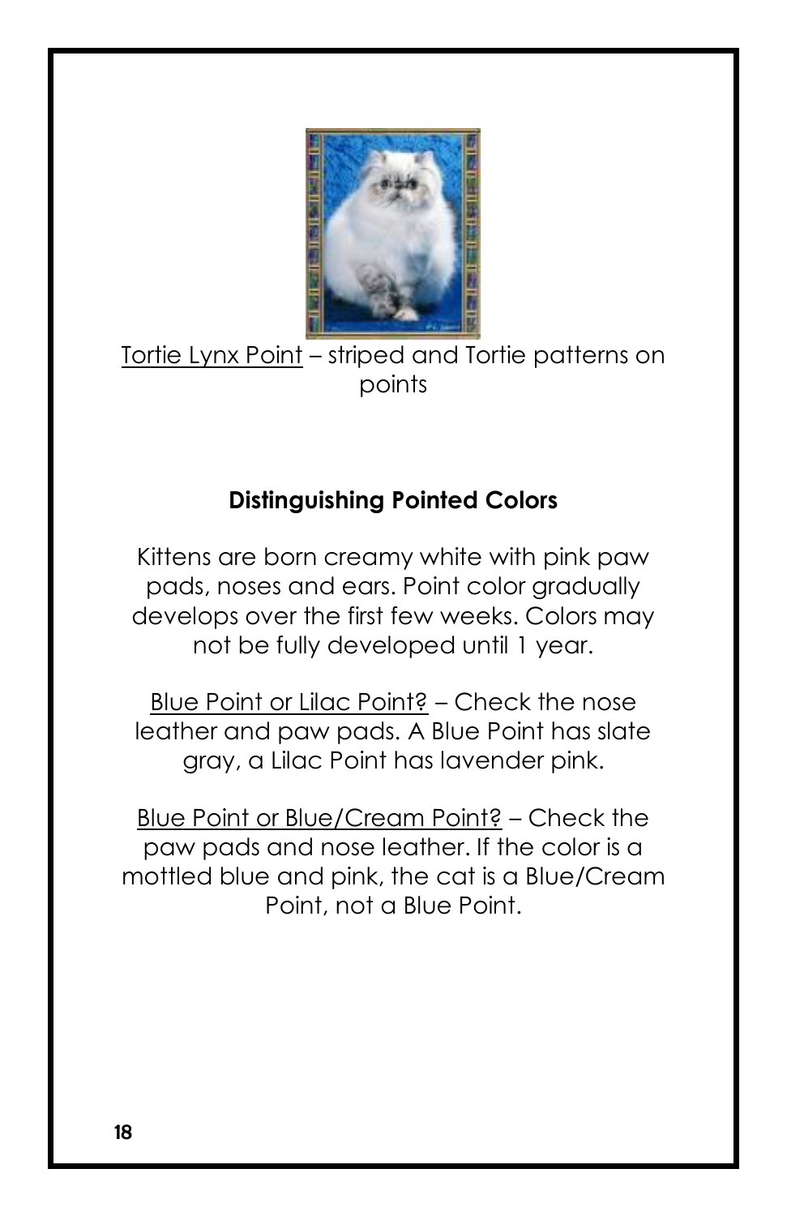Tortie Lynx Point – striped and Tortie patterns on points

## Distinguishing Pointed Colors

Kittens are born creamy white with pink paw pads, noses and ears. Point color gradually develops over the first few weeks. Colors may not be fully developed until 1 year.

Blue Point or Lilac Point? – Check the nose leather and paw pads. A Blue Point has slate gray, a Lilac Point has lavender pink.

Blue Point or Blue/Cream Point? – Check the paw pads and nose leather. If the color is a mottled blue and pink, the cat is a Blue/Cream Point, not a Blue Point.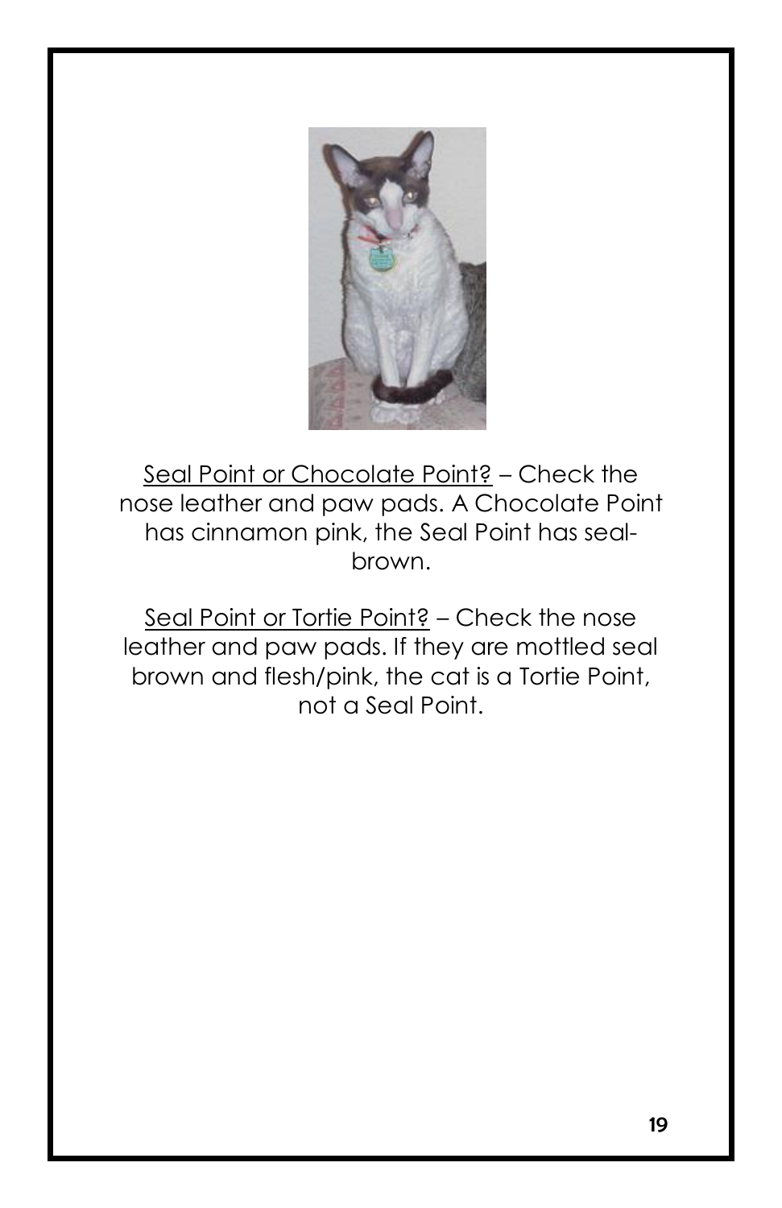<u>Seal Point or Chocolate Point?</u> – Check the nose leather and paw pads. A Chocolate Point has cinnamon pink, the Seal Point has seal-brown.

<u>Seal Point or Tortie Point?</u> – Check the nose leather and paw pads. If they are mottled seal brown and flesh/pink, the cat is a Tortie Point, not a Seal Point.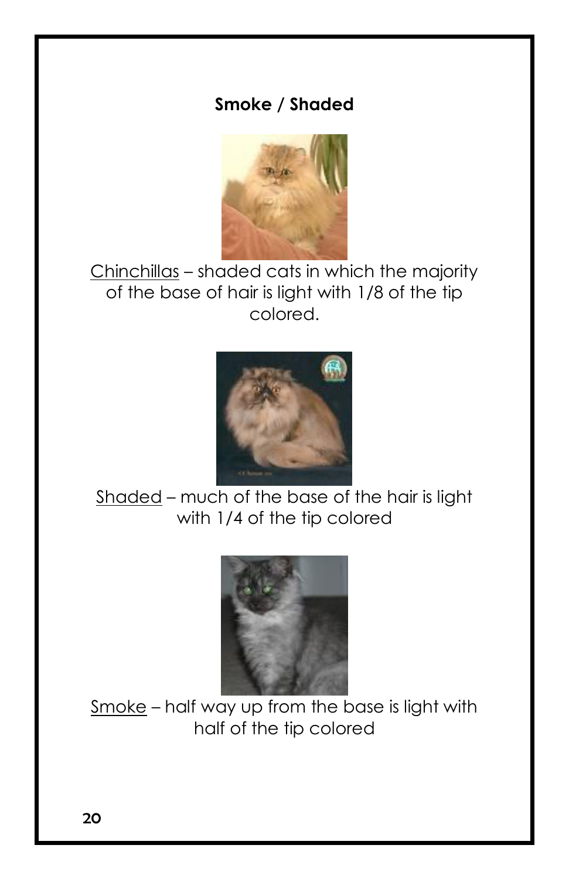## Smoke / Shaded

<u>Chinchillas</u> – shaded cats in which the majority of the base of hair is light with 1/8 of the tip colored.

<u>Shaded</u> – much of the base of the hair is light with 1/4 of the tip colored

<u>Smoke</u> – half way up from the base is light with half of the tip colored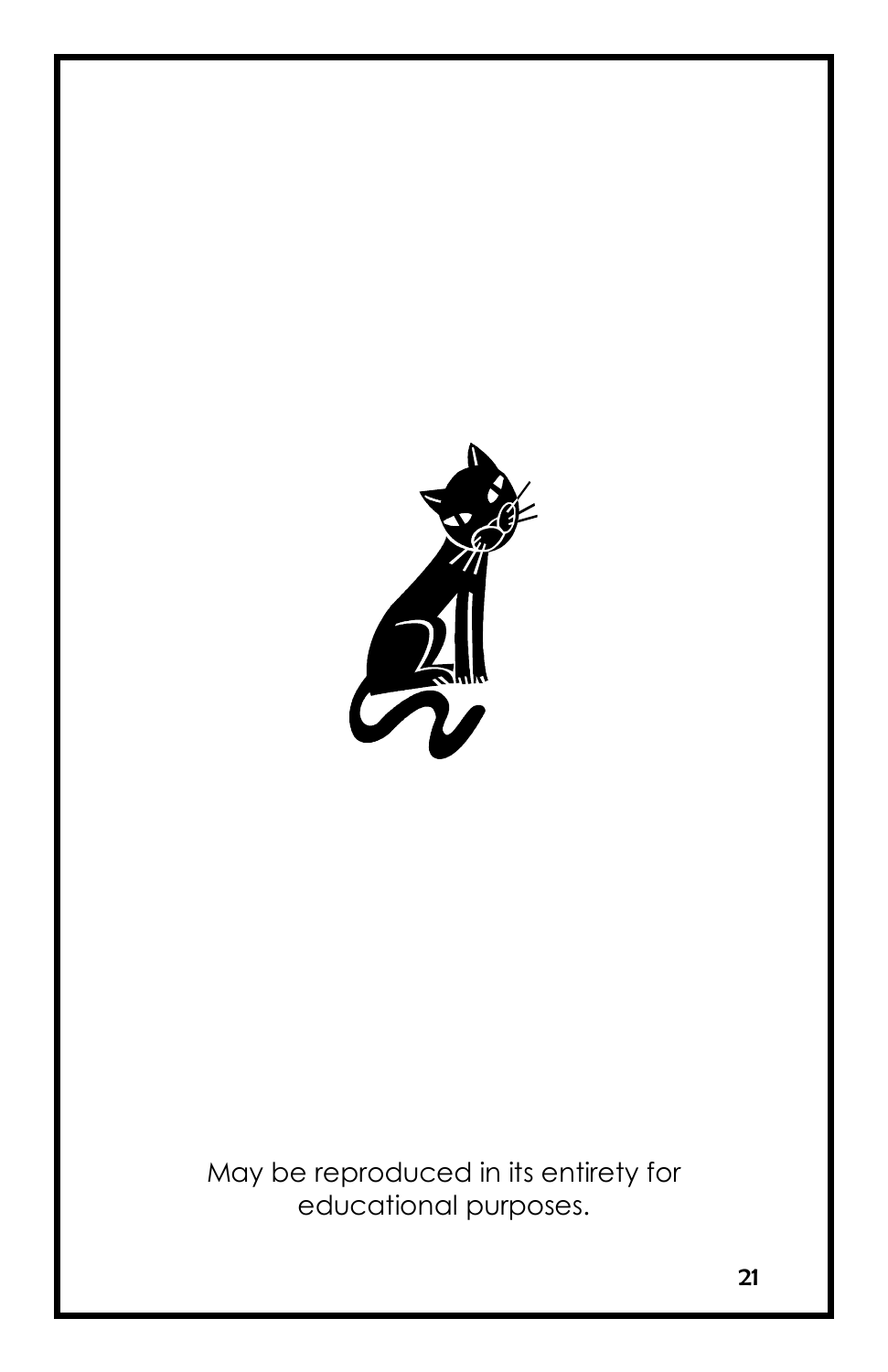May be reproduced in its entirety for educational purposes.